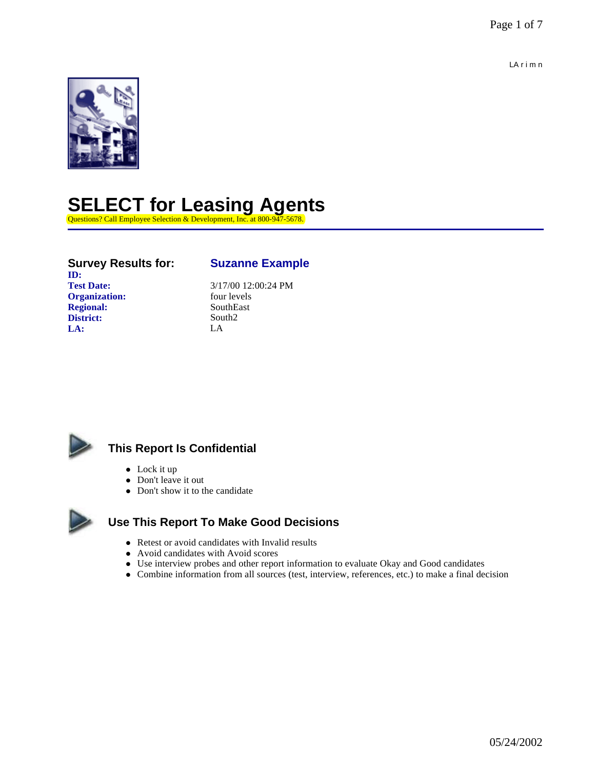# SELECT for Leasing Agents

Questions? Call Employee Selection & Development, Inc. at 800-947-5678.

| **Survey Results for:** | **Suzanne Example** |
|---|---|
| **ID:** | |
| **Test Date:** | 3/17/00 12:00:24 PM |
| **Organization:** | four levels |
| **Regional:** | SouthEast |
| **District:** | South2 |
| **LA:** | LA |

## This Report Is Confidential

- Lock it up
- Don't leave it out
- Don't show it to the candidate

## Use This Report To Make Good Decisions

- Retest or avoid candidates with Invalid results
- Avoid candidates with Avoid scores
- Use interview probes and other report information to evaluate Okay and Good candidates
- Combine information from all sources (test, interview, references, etc.) to make a final decision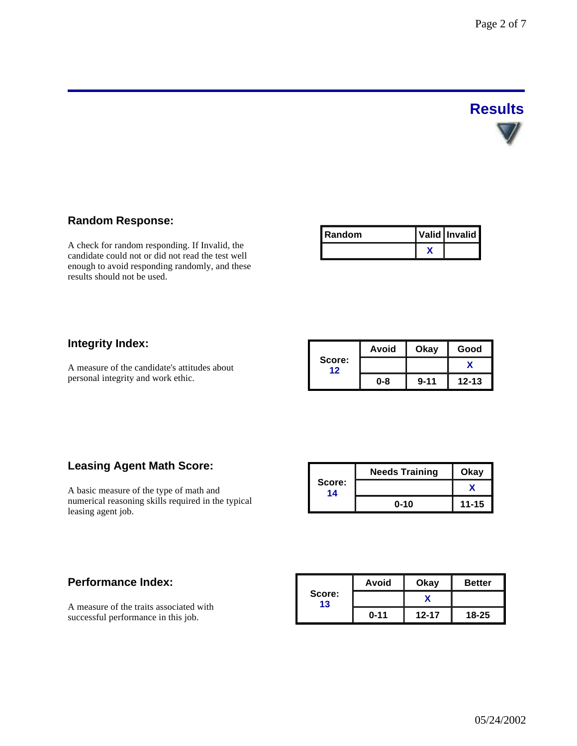# Results

## Random Response:

A check for random responding. If Invalid, the candidate could not or did not read the test well enough to avoid responding randomly, and these results should not be used.

| Random | Valid | Invalid |
|---|---|---|
| | X | |

## Integrity Index:

A measure of the candidate's attitudes about personal integrity and work ethic.

| Score: 12 | Avoid | Okay | Good |
|---|---|---|---|
| | | | X |
| | 0-8 | 9-11 | 12-13 |

## Leasing Agent Math Score:

A basic measure of the type of math and numerical reasoning skills required in the typical leasing agent job.

| Score: 14 | Needs Training | Okay |
|---|---|---|
| | | X |
| | 0-10 | 11-15 |

## Performance Index:

A measure of the traits associated with successful performance in this job.

| Score: 13 | Avoid | Okay | Better |
|---|---|---|---|
| | | X | |
| | 0-11 | 12-17 | 18-25 |

05/24/2002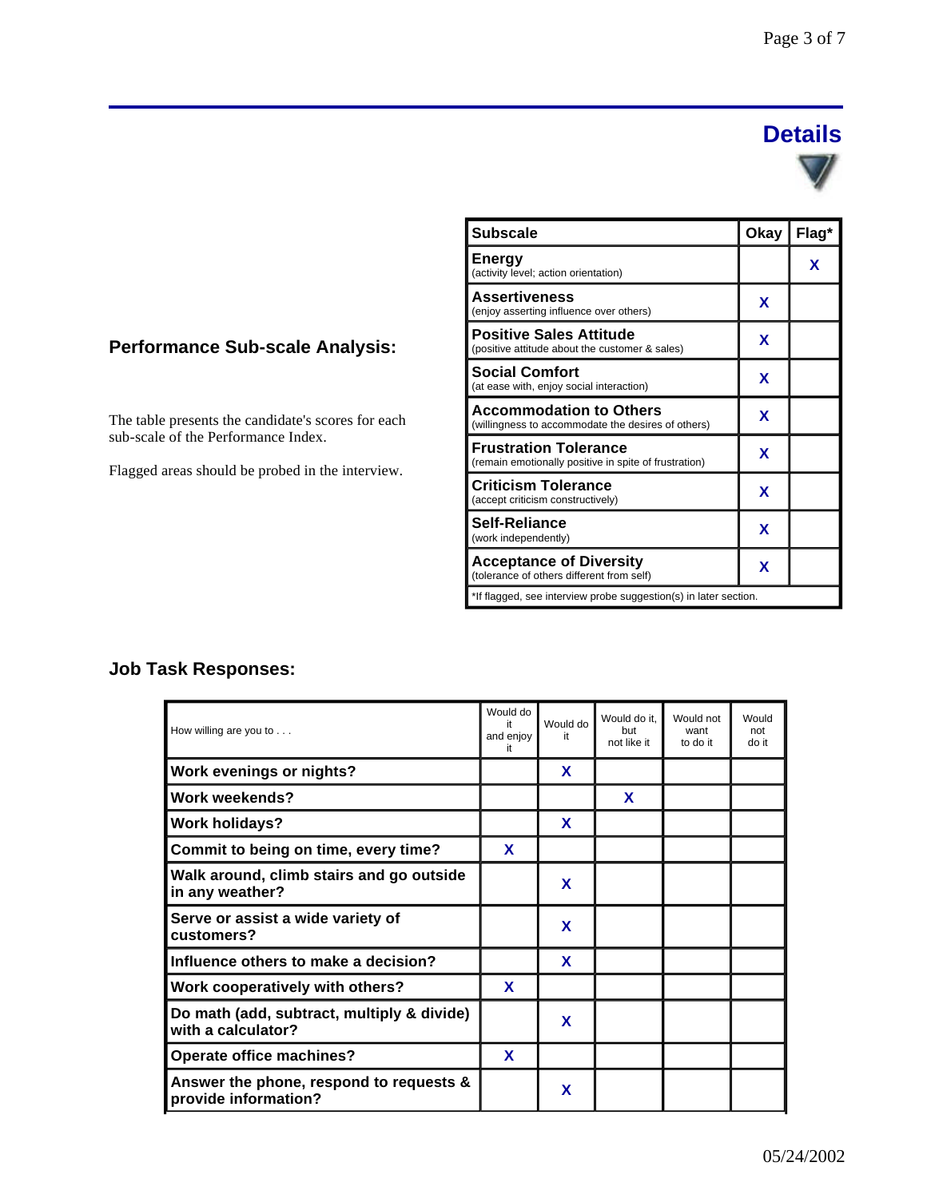# Details

## Performance Sub-scale Analysis:

The table presents the candidate's scores for each sub-scale of the Performance Index.

Flagged areas should be probed in the interview.

| Subscale | Okay | Flag* |
|---|---|---|
| **Energy** (activity level; action orientation) | | X |
| **Assertiveness** (enjoy asserting influence over others) | X | |
| **Positive Sales Attitude** (positive attitude about the customer & sales) | X | |
| **Social Comfort** (at ease with, enjoy social interaction) | X | |
| **Accommodation to Others** (willingness to accommodate the desires of others) | X | |
| **Frustration Tolerance** (remain emotionally positive in spite of frustration) | X | |
| **Criticism Tolerance** (accept criticism constructively) | X | |
| **Self-Reliance** (work independently) | X | |
| **Acceptance of Diversity** (tolerance of others different from self) | X | |

*If flagged, see interview probe suggestion(s) in later section.

## Job Task Responses:

| How willing are you to . . . | Would do it and enjoy it | Would do it | Would do it, but not like it | Would not want to do it | Would not do it |
|---|---|---|---|---|---|
| **Work evenings or nights?** | | X | | | |
| **Work weekends?** | | | X | | |
| **Work holidays?** | | X | | | |
| **Commit to being on time, every time?** | X | | | | |
| **Walk around, climb stairs and go outside in any weather?** | | X | | | |
| **Serve or assist a wide variety of customers?** | | X | | | |
| **Influence others to make a decision?** | | X | | | |
| **Work cooperatively with others?** | X | | | | |
| **Do math (add, subtract, multiply & divide) with a calculator?** | | X | | | |
| **Operate office machines?** | X | | | | |
| **Answer the phone, respond to requests & provide information?** | | X | | | |

05/24/2002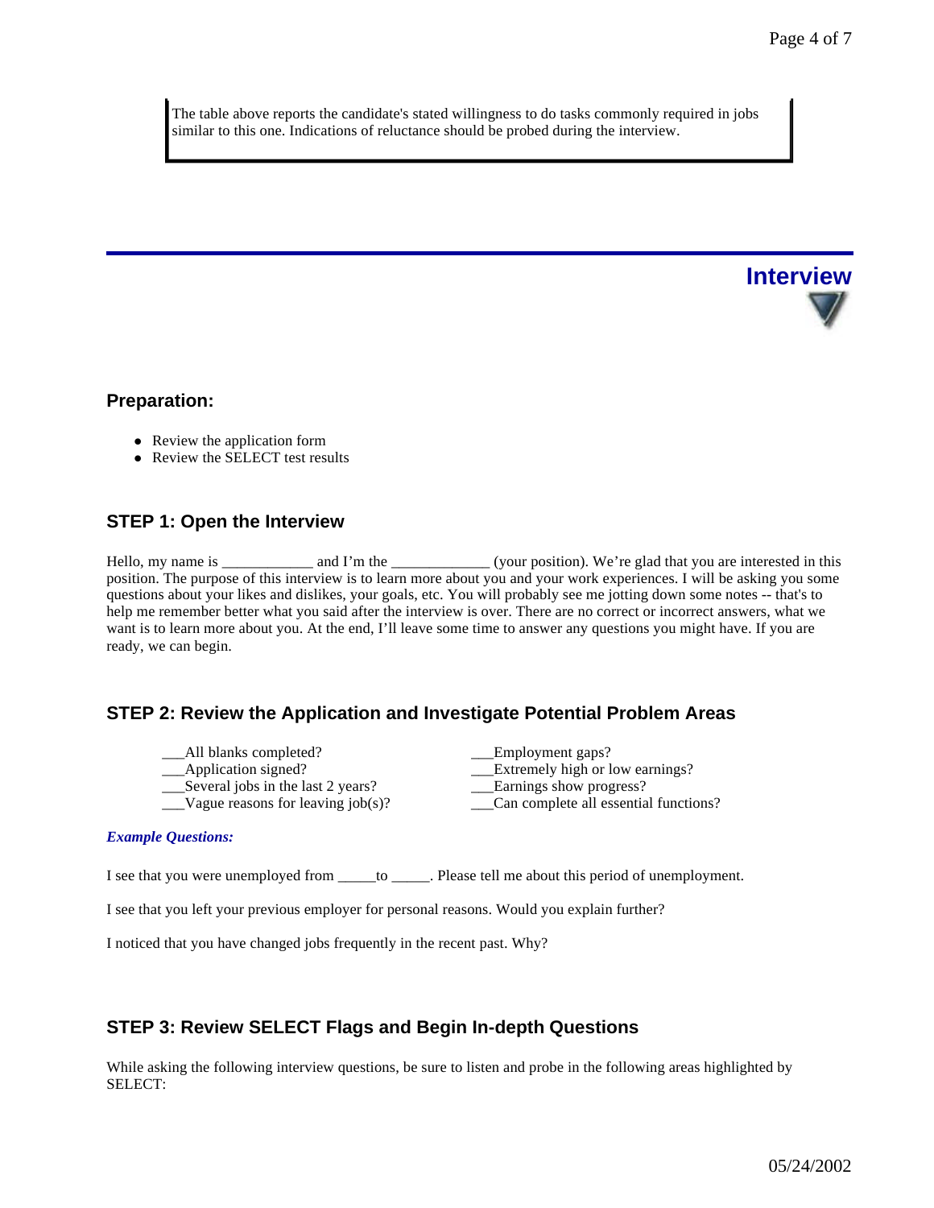The table above reports the candidate's stated willingness to do tasks commonly required in jobs similar to this one. Indications of reluctance should be probed during the interview.

# Interview

## Preparation:

- Review the application form
- Review the SELECT test results

## STEP 1: Open the Interview

Hello, my name is ____________ and I'm the _____________ (your position). We're glad that you are interested in this position. The purpose of this interview is to learn more about you and your work experiences. I will be asking you some questions about your likes and dislikes, your goals, etc. You will probably see me jotting down some notes -- that's to help me remember better what you said after the interview is over. There are no correct or incorrect answers, what we want is to learn more about you. At the end, I'll leave some time to answer any questions you might have. If you are ready, we can begin.

## STEP 2: Review the Application and Investigate Potential Problem Areas

___All blank completed?
___Application signed?
___Several jobs in the last 2 years?
___Vague reasons for leaving job(s)?
___Employment gaps?
___Extremely high or low earnings?
___Earnings show progress?
___Can complete all essential functions?

***Example Questions:***

I see that you were unemployed from _____to _____. Please tell me about this period of unemployment.

I see that you left your previous employer for personal reasons. Would you explain further?

I noticed that you have changed jobs frequently in the recent past. Why?

## STEP 3: Review SELECT Flags and Begin In-depth Questions

While asking the following interview questions, be sure to listen and probe in the following areas highlighted by SELECT: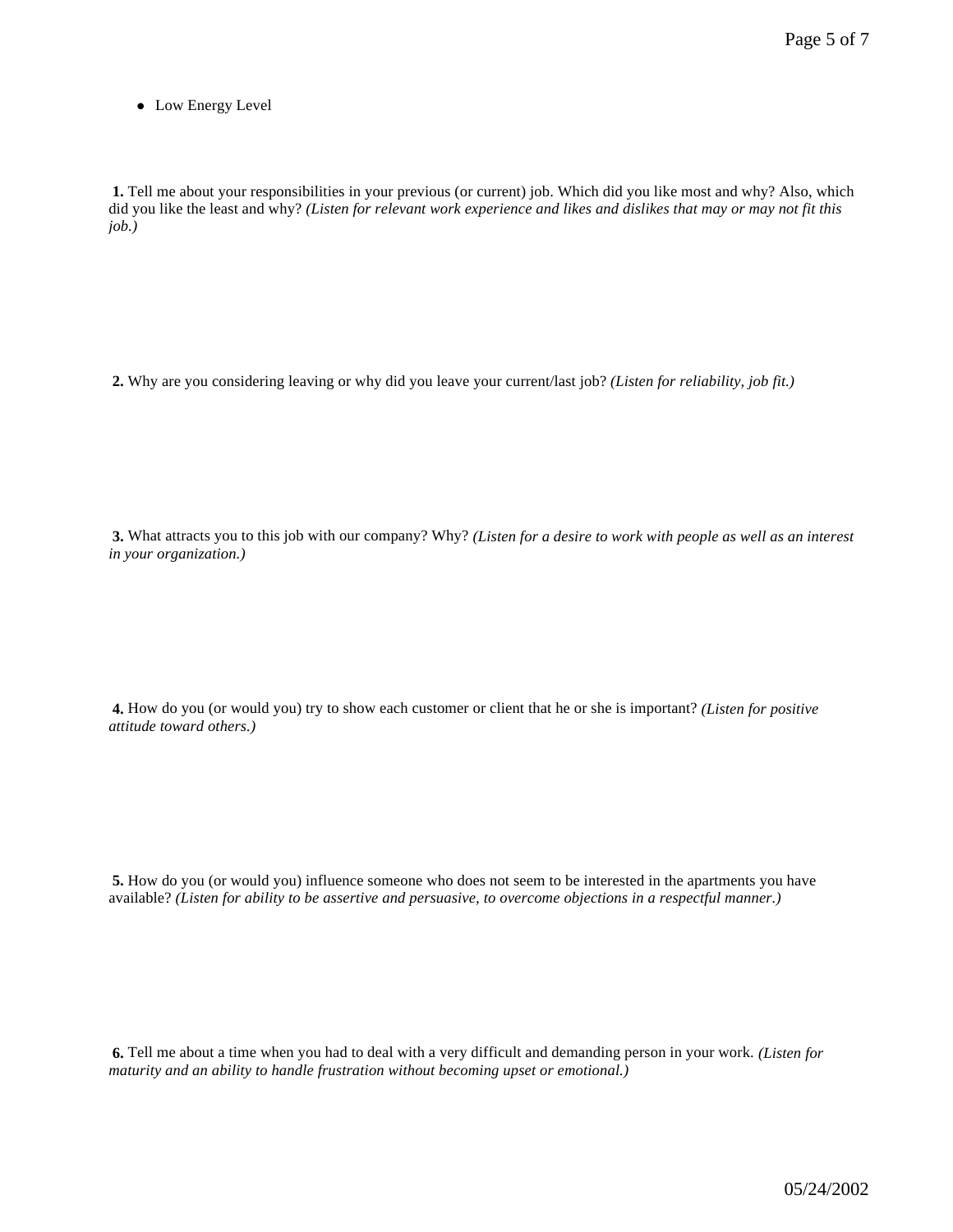- Low Energy Level

**1.** Tell me about your responsibilities in your previous (or current) job. Which did you like most and why? Also, which did you like the least and why? *(Listen for relevant work experience and likes and dislikes that may or may not fit this job.)*

**2.** Why are you considering leaving or why did you leave your current/last job? *(Listen for reliability, job fit.)*

**3.** What attracts you to this job with our company? Why? *(Listen for a desire to work with people as well as an interest in your organization.)*

**4.** How do you (or would you) try to show each customer or client that he or she is important? *(Listen for positive attitude toward others.)*

**5.** How do you (or would you) influence someone who does not seem to be interested in the apartments you have available? *(Listen for ability to be assertive and persuasive, to overcome objections in a respectful manner.)*

**6.** Tell me about a time when you had to deal with a very difficult and demanding person in your work. *(Listen for maturity and an ability to handle frustration without becoming upset or emotional.)*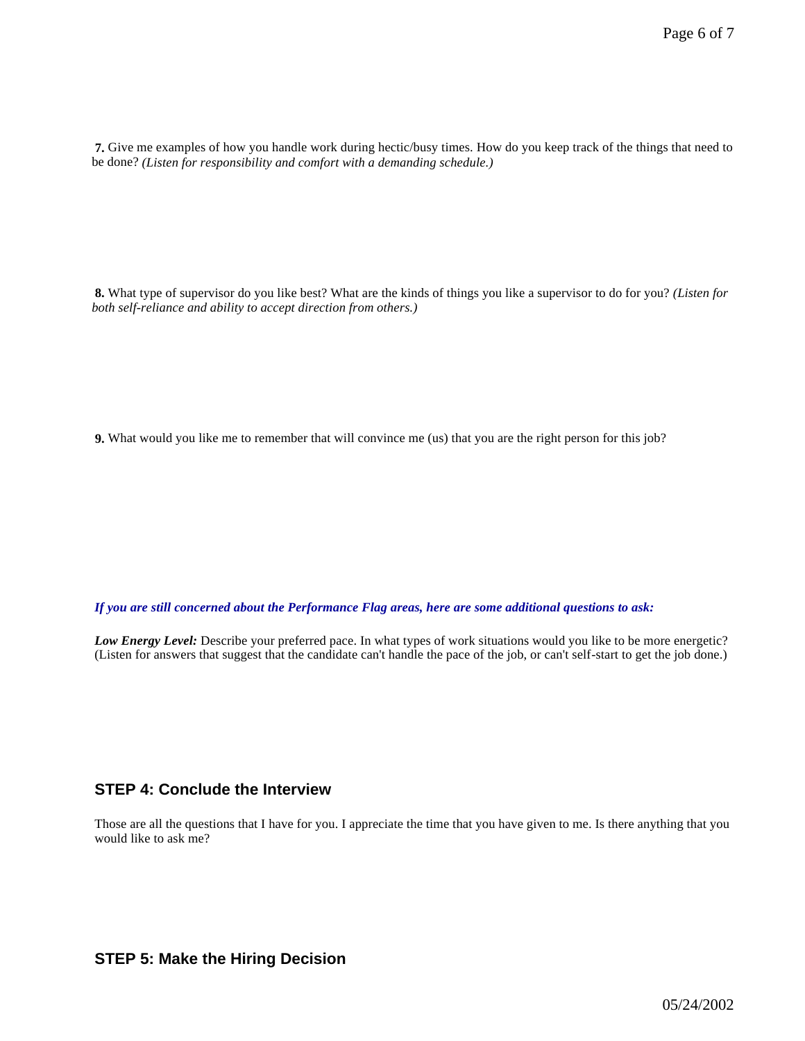**7.** Give me examples of how you handle work during hectic/busy times. How do you keep track of the things that need to be done? *(Listen for responsibility and comfort with a demanding schedule.)*

**8.** What type of supervisor do you like best? What are the kinds of things you like a supervisor to do for you? *(Listen for both self-reliance and ability to accept direction from others.)*

**9.** What would you like me to remember that will convince me (us) that you are the right person for this job?

***If you are still concerned about the Performance Flag areas, here are some additional questions to ask:***

***Low Energy Level:*** Describe your preferred pace. In what types of work situations would you like to be more energetic? (Listen for answers that suggest that the candidate can't handle the pace of the job, or can't self-start to get the job done.)

## STEP 4: Conclude the Interview

Those are all the questions that I have for you. I appreciate the time that you have given to me. Is there anything that you would like to ask me?

## STEP 5: Make the Hiring Decision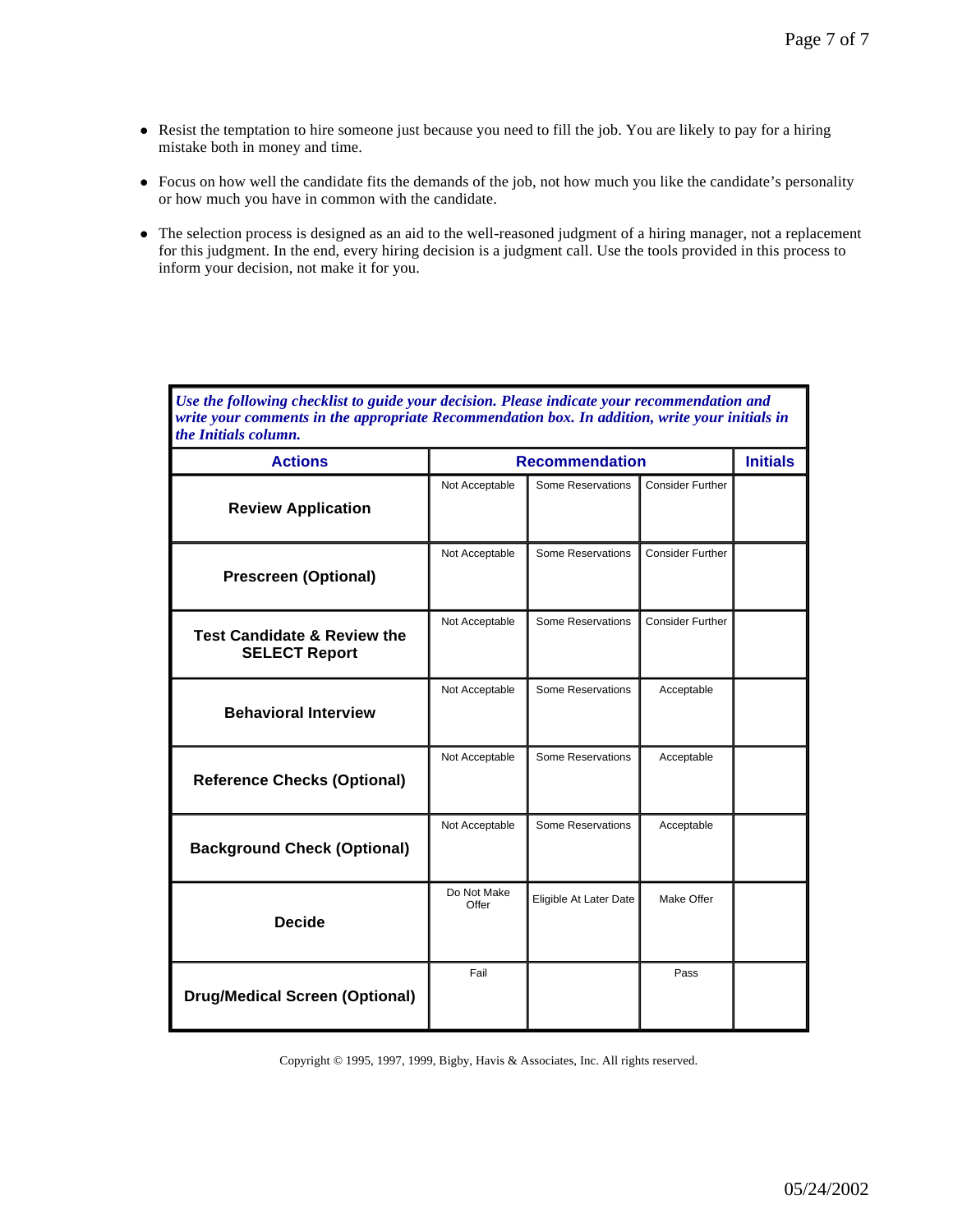- Resist the temptation to hire someone just because you need to fill the job. You are likely to pay for a hiring mistake both in money and time.
- Focus on how well the candidate fits the demands of the job, not how much you like the candidate's personality or how much you have in common with the candidate.
- The selection process is designed as an aid to the well-reasoned judgment of a hiring manager, not a replacement for this judgment. In the end, every hiring decision is a judgment call. Use the tools provided in this process to inform your decision, not make it for you.

***Use the following checklist to guide your decision. Please indicate your recommendation and write your comments in the appropriate Recommendation box. In addition, write your initials in the Initials column.***

| Actions | Recommendation | | | Initials |
|---|---|---|---|---|
| **Review Application** | Not Acceptable | Some Reservations | Consider Further | |
| **Prescreen (Optional)** | Not Acceptable | Some Reservations | Consider Further | |
| **Test Candidate & Review the SELECT Report** | Not Acceptable | Some Reservations | Consider Further | |
| **Behavioral Interview** | Not Acceptable | Some Reservations | Acceptable | |
| **Reference Checks (Optional)** | Not Acceptable | Some Reservations | Acceptable | |
| **Background Check (Optional)** | Not Acceptable | Some Reservations | Acceptable | |
| **Decide** | Do Not Make Offer | Eligible At Later Date | Make Offer | |
| **Drug/Medical Screen (Optional)** | Fail | | Pass | |

Copyright © 1995, 1997, 1999, Bigby, Havis & Associates, Inc. All rights reserved.

05/24/2002